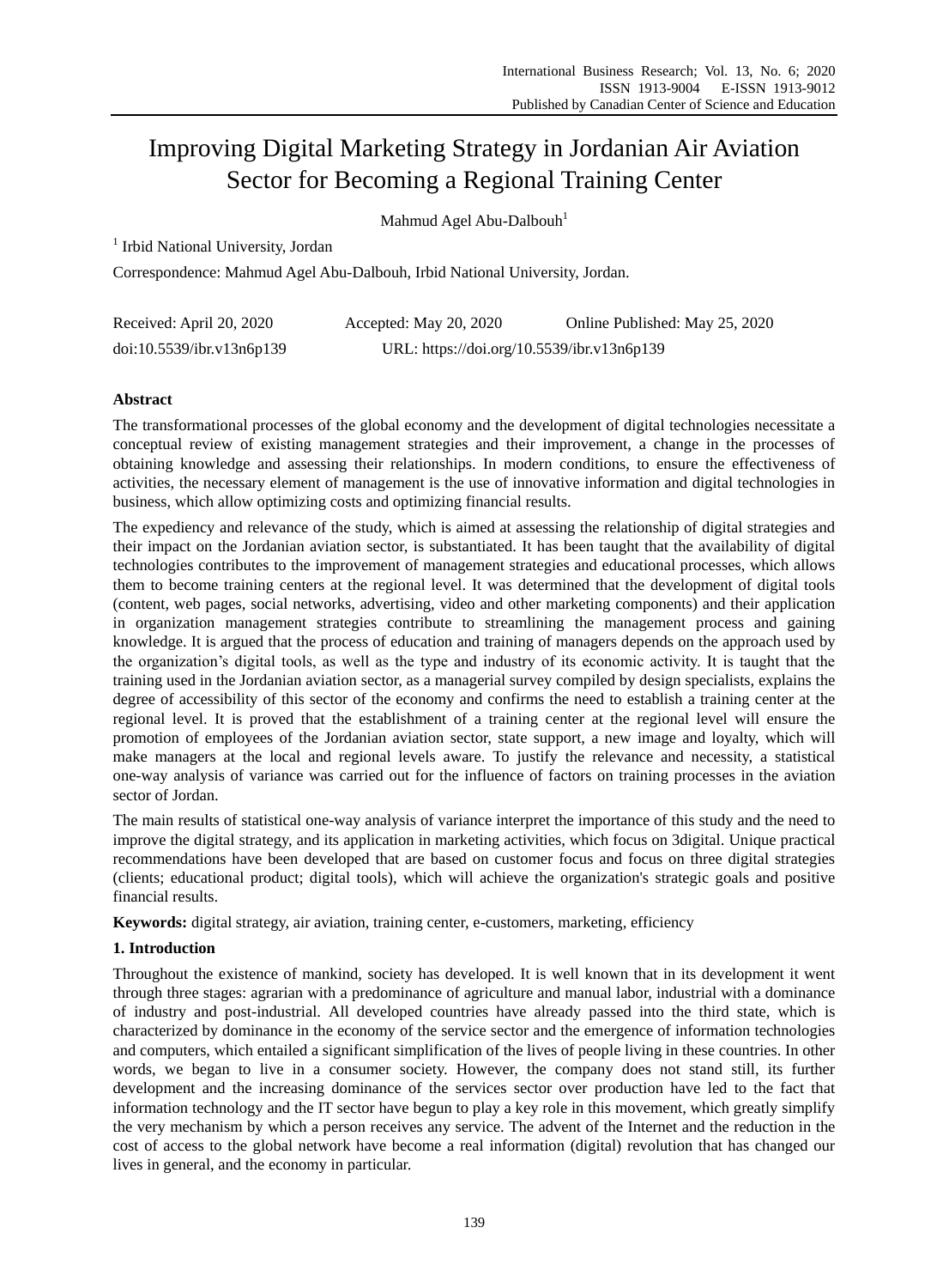# Improving Digital Marketing Strategy in Jordanian Air Aviation Sector for Becoming a Regional Training Center

Mahmud Agel Abu-Dalbouh[1]

[1] Irbid National University, Jordan

Correspondence: Mahmud Agel Abu-Dalbouh, Irbid National University, Jordan.

Received: April 20, 2020  Accepted: May 20, 2020  Online Published: May 25, 2020

doi:10.5539/ibr.v13n6p139  URL: https://doi.org/10.5539/ibr.v13n6p139

## Abstract

The transformational processes of the global economy and the development of digital technologies necessitate a conceptual review of existing management strategies and their improvement, a change in the processes of obtaining knowledge and assessing their relationships. In modern conditions, to ensure the effectiveness of activities, the necessary element of management is the use of innovative information and digital technologies in business, which allow optimizing costs and optimizing financial results.

The expediency and relevance of the study, which is aimed at assessing the relationship of digital strategies and their impact on the Jordanian aviation sector, is substantiated. It has been taught that the availability of digital technologies contributes to the improvement of management strategies and educational processes, which allows them to become training centers at the regional level. It was determined that the development of digital tools (content, web pages, social networks, advertising, video and other marketing components) and their application in organization management strategies contribute to streamlining the management process and gaining knowledge. It is argued that the process of education and training of managers depends on the approach used by the organization's digital tools, as well as the type and industry of its economic activity. It is taught that the training used in the Jordanian aviation sector, as a managerial survey compiled by design specialists, explains the degree of accessibility of this sector of the economy and confirms the need to establish a training center at the regional level. It is proved that the establishment of a training center at the regional level will ensure the promotion of employees of the Jordanian aviation sector, state support, a new image and loyalty, which will make managers at the local and regional levels aware. To justify the relevance and necessity, a statistical one-way analysis of variance was carried out for the influence of factors on training processes in the aviation sector of Jordan.

The main results of statistical one-way analysis of variance interpret the importance of this study and the need to improve the digital strategy, and its application in marketing activities, which focus on 3digital. Unique practical recommendations have been developed that are based on customer focus and focus on three digital strategies (clients; educational product; digital tools), which will achieve the organization's strategic goals and positive financial results.

**Keywords:** digital strategy, air aviation, training center, e-customers, marketing, efficiency

## 1. Introduction

Throughout the existence of mankind, society has developed. It is well known that in its development it went through three stages: agrarian with a predominance of agriculture and manual labor, industrial with a dominance of industry and post-industrial. All developed countries have already passed into the third state, which is characterized by dominance in the economy of the service sector and the emergence of information technologies and computers, which entailed a significant simplification of the lives of people living in these countries. In other words, we began to live in a consumer society. However, the company does not stand still, its further development and the increasing dominance of the services sector over production have led to the fact that information technology and the IT sector have begun to play a key role in this movement, which greatly simplify the very mechanism by which a person receives any service. The advent of the Internet and the reduction in the cost of access to the global network have become a real information (digital) revolution that has changed our lives in general, and the economy in particular.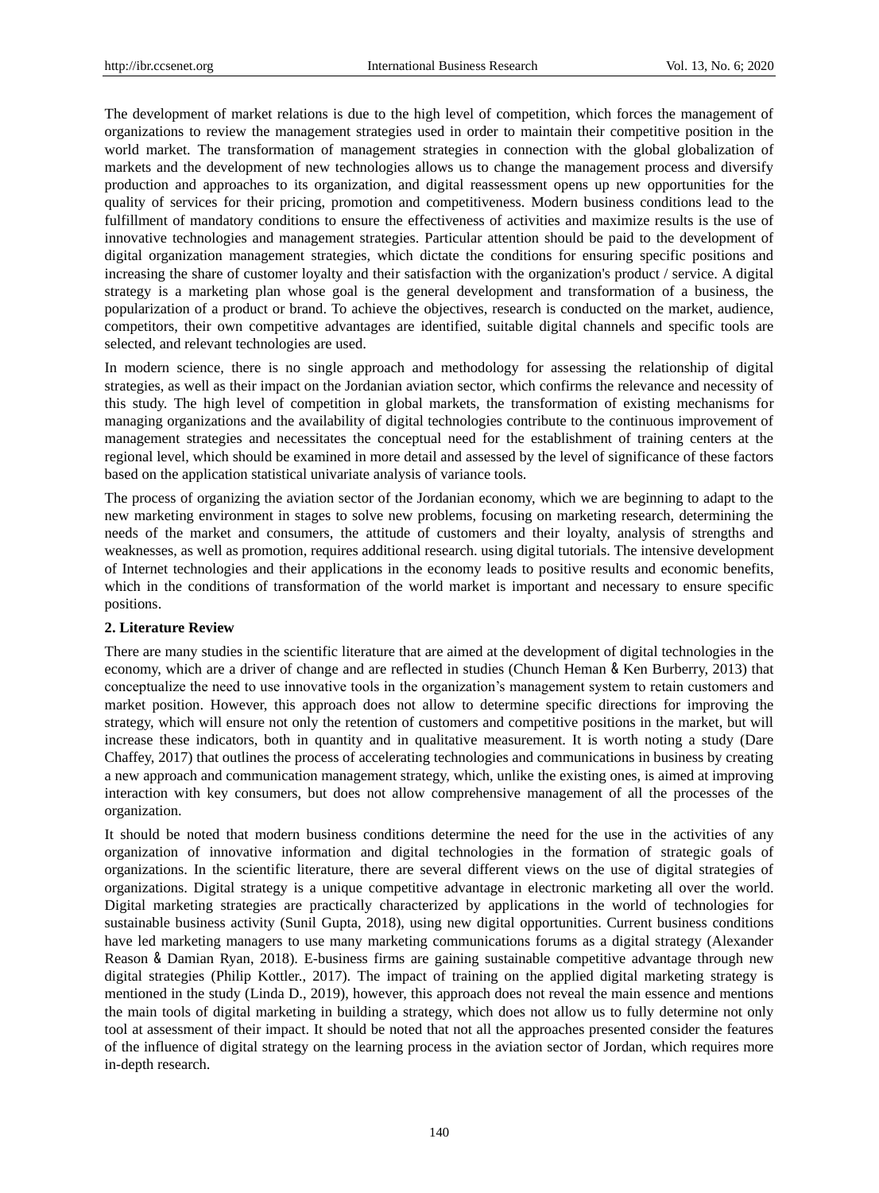The development of market relations is due to the high level of competition, which forces the management of organizations to review the management strategies used in order to maintain their competitive position in the world market. The transformation of management strategies in connection with the global globalization of markets and the development of new technologies allows us to change the management process and diversify production and approaches to its organization, and digital reassessment opens up new opportunities for the quality of services for their pricing, promotion and competitiveness. Modern business conditions lead to the fulfillment of mandatory conditions to ensure the effectiveness of activities and maximize results is the use of innovative technologies and management strategies. Particular attention should be paid to the development of digital organization management strategies, which dictate the conditions for ensuring specific positions and increasing the share of customer loyalty and their satisfaction with the organization's product / service. A digital strategy is a marketing plan whose goal is the general development and transformation of a business, the popularization of a product or brand. To achieve the objectives, research is conducted on the market, audience, competitors, their own competitive advantages are identified, suitable digital channels and specific tools are selected, and relevant technologies are used.

In modern science, there is no single approach and methodology for assessing the relationship of digital strategies, as well as their impact on the Jordanian aviation sector, which confirms the relevance and necessity of this study. The high level of competition in global markets, the transformation of existing mechanisms for managing organizations and the availability of digital technologies contribute to the continuous improvement of management strategies and necessitates the conceptual need for the establishment of training centers at the regional level, which should be examined in more detail and assessed by the level of significance of these factors based on the application statistical univariate analysis of variance tools.

The process of organizing the aviation sector of the Jordanian economy, which we are beginning to adapt to the new marketing environment in stages to solve new problems, focusing on marketing research, determining the needs of the market and consumers, the attitude of customers and their loyalty, analysis of strengths and weaknesses, as well as promotion, requires additional research. using digital tutorials. The intensive development of Internet technologies and their applications in the economy leads to positive results and economic benefits, which in the conditions of transformation of the world market is important and necessary to ensure specific positions.

## 2. Literature Review

There are many studies in the scientific literature that are aimed at the development of digital technologies in the economy, which are a driver of change and are reflected in studies (Chunch Heman & Ken Burberry, 2013) that conceptualize the need to use innovative tools in the organization's management system to retain customers and market position. However, this approach does not allow to determine specific directions for improving the strategy, which will ensure not only the retention of customers and competitive positions in the market, but will increase these indicators, both in quantity and in qualitative measurement. It is worth noting a study (Dare Chaffey, 2017) that outlines the process of accelerating technologies and communications in business by creating a new approach and communication management strategy, which, unlike the existing ones, is aimed at improving interaction with key consumers, but does not allow comprehensive management of all the processes of the organization.

It should be noted that modern business conditions determine the need for the use in the activities of any organization of innovative information and digital technologies in the formation of strategic goals of organizations. In the scientific literature, there are several different views on the use of digital strategies of organizations. Digital strategy is a unique competitive advantage in electronic marketing all over the world. Digital marketing strategies are practically characterized by applications in the world of technologies for sustainable business activity (Sunil Gupta, 2018), using new digital opportunities. Current business conditions have led marketing managers to use many marketing communications forums as a digital strategy (Alexander Reason & Damian Ryan, 2018). E-business firms are gaining sustainable competitive advantage through new digital strategies (Philip Kottler., 2017). The impact of training on the applied digital marketing strategy is mentioned in the study (Linda D., 2019), however, this approach does not reveal the main essence and mentions the main tools of digital marketing in building a strategy, which does not allow us to fully determine not only tool at assessment of their impact. It should be noted that not all the approaches presented consider the features of the influence of digital strategy on the learning process in the aviation sector of Jordan, which requires more in-depth research.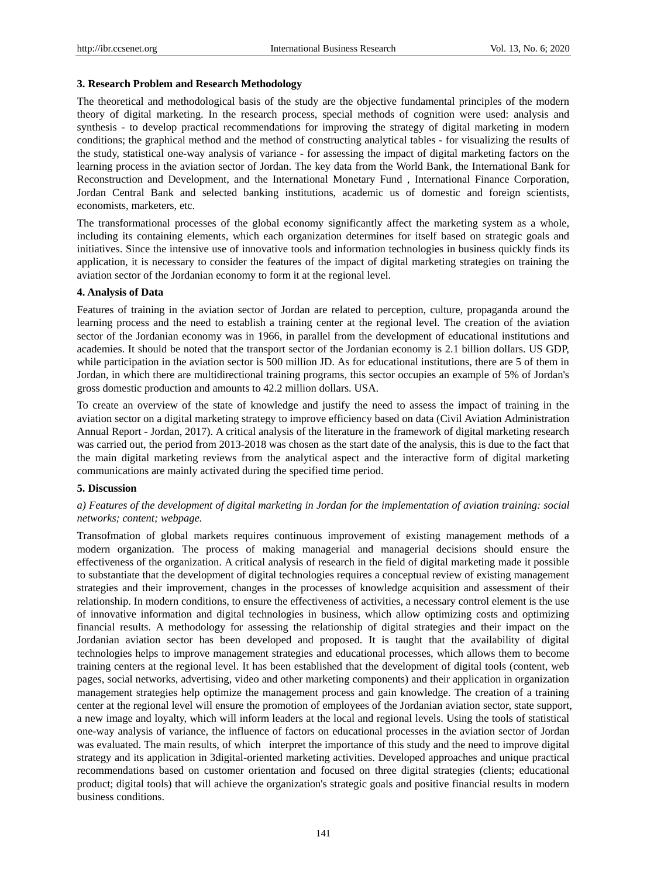### 3. Research Problem and Research Methodology

The theoretical and methodological basis of the study are the objective fundamental principles of the modern theory of digital marketing. In the research process, special methods of cognition were used: analysis and synthesis - to develop practical recommendations for improving the strategy of digital marketing in modern conditions; the graphical method and the method of constructing analytical tables - for visualizing the results of the study, statistical one-way analysis of variance - for assessing the impact of digital marketing factors on the learning process in the aviation sector of Jordan. The key data from the World Bank, the International Bank for Reconstruction and Development, and the International Monetary Fund , International Finance Corporation, Jordan Central Bank and selected banking institutions, academic us of domestic and foreign scientists, economists, marketers, etc.

The transformational processes of the global economy significantly affect the marketing system as a whole, including its containing elements, which each organization determines for itself based on strategic goals and initiatives. Since the intensive use of innovative tools and information technologies in business quickly finds its application, it is necessary to consider the features of the impact of digital marketing strategies on training the aviation sector of the Jordanian economy to form it at the regional level.

### 4. Analysis of Data

Features of training in the aviation sector of Jordan are related to perception, culture, propaganda around the learning process and the need to establish a training center at the regional level. The creation of the aviation sector of the Jordanian economy was in 1966, in parallel from the development of educational institutions and academies. It should be noted that the transport sector of the Jordanian economy is 2.1 billion dollars. US GDP, while participation in the aviation sector is 500 million JD. As for educational institutions, there are 5 of them in Jordan, in which there are multidirectional training programs, this sector occupies an example of 5% of Jordan's gross domestic production and amounts to 42.2 million dollars. USA.

To create an overview of the state of knowledge and justify the need to assess the impact of training in the aviation sector on a digital marketing strategy to improve efficiency based on data (Civil Aviation Administration Annual Report - Jordan, 2017). A critical analysis of the literature in the framework of digital marketing research was carried out, the period from 2013-2018 was chosen as the start date of the analysis, this is due to the fact that the main digital marketing reviews from the analytical aspect and the interactive form of digital marketing communications are mainly activated during the specified time period.

### 5. Discussion

*a) Features of the development of digital marketing in Jordan for the implementation of aviation training: social networks; content; webpage.*

Transofmation of global markets requires continuous improvement of existing management methods of a modern organization. The process of making managerial and managerial decisions should ensure the effectiveness of the organization. A critical analysis of research in the field of digital marketing made it possible to substantiate that the development of digital technologies requires a conceptual review of existing management strategies and their improvement, changes in the processes of knowledge acquisition and assessment of their relationship. In modern conditions, to ensure the effectiveness of activities, a necessary control element is the use of innovative information and digital technologies in business, which allow optimizing costs and optimizing financial results. A methodology for assessing the relationship of digital strategies and their impact on the Jordanian aviation sector has been developed and proposed. It is taught that the availability of digital technologies helps to improve management strategies and educational processes, which allows them to become training centers at the regional level. It has been established that the development of digital tools (content, web pages, social networks, advertising, video and other marketing components) and their application in organization management strategies help optimize the management process and gain knowledge. The creation of a training center at the regional level will ensure the promotion of employees of the Jordanian aviation sector, state support, a new image and loyalty, which will inform leaders at the local and regional levels. Using the tools of statistical one-way analysis of variance, the influence of factors on educational processes in the aviation sector of Jordan was evaluated. The main results, of which interpret the importance of this study and the need to improve digital strategy and its application in 3digital-oriented marketing activities. Developed approaches and unique practical recommendations based on customer orientation and focused on three digital strategies (clients; educational product; digital tools) that will achieve the organization's strategic goals and positive financial results in modern business conditions.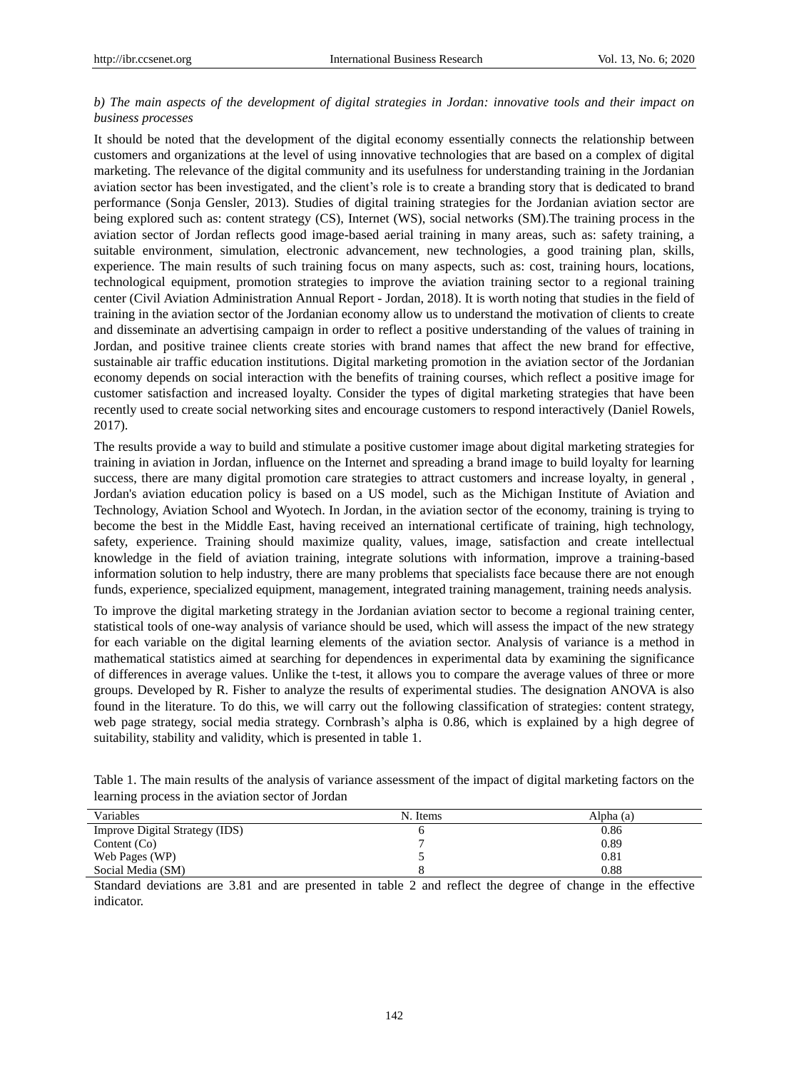*b) The main aspects of the development of digital strategies in Jordan: innovative tools and their impact on business processes*

It should be noted that the development of the digital economy essentially connects the relationship between customers and organizations at the level of using innovative technologies that are based on a complex of digital marketing. The relevance of the digital community and its usefulness for understanding training in the Jordanian aviation sector has been investigated, and the client's role is to create a branding story that is dedicated to brand performance (Sonja Gensler, 2013). Studies of digital training strategies for the Jordanian aviation sector are being explored such as: content strategy (CS), Internet (WS), social networks (SM).The training process in the aviation sector of Jordan reflects good image-based aerial training in many areas, such as: safety training, a suitable environment, simulation, electronic advancement, new technologies, a good training plan, skills, experience. The main results of such training focus on many aspects, such as: cost, training hours, locations, technological equipment, promotion strategies to improve the aviation training sector to a regional training center (Civil Aviation Administration Annual Report - Jordan, 2018). It is worth noting that studies in the field of training in the aviation sector of the Jordanian economy allow us to understand the motivation of clients to create and disseminate an advertising campaign in order to reflect a positive understanding of the values of training in Jordan, and positive trainee clients create stories with brand names that affect the new brand for effective, sustainable air traffic education institutions. Digital marketing promotion in the aviation sector of the Jordanian economy depends on social interaction with the benefits of training courses, which reflect a positive image for customer satisfaction and increased loyalty. Consider the types of digital marketing strategies that have been recently used to create social networking sites and encourage customers to respond interactively (Daniel Rowels, 2017).

The results provide a way to build and stimulate a positive customer image about digital marketing strategies for training in aviation in Jordan, influence on the Internet and spreading a brand image to build loyalty for learning success, there are many digital promotion care strategies to attract customers and increase loyalty, in general , Jordan's aviation education policy is based on a US model, such as the Michigan Institute of Aviation and Technology, Aviation School and Wyotech. In Jordan, in the aviation sector of the economy, training is trying to become the best in the Middle East, having received an international certificate of training, high technology, safety, experience. Training should maximize quality, values, image, satisfaction and create intellectual knowledge in the field of aviation training, integrate solutions with information, improve a training-based information solution to help industry, there are many problems that specialists face because there are not enough funds, experience, specialized equipment, management, integrated training management, training needs analysis.

To improve the digital marketing strategy in the Jordanian aviation sector to become a regional training center, statistical tools of one-way analysis of variance should be used, which will assess the impact of the new strategy for each variable on the digital learning elements of the aviation sector. Analysis of variance is a method in mathematical statistics aimed at searching for dependences in experimental data by examining the significance of differences in average values. Unlike the t-test, it allows you to compare the average values of three or more groups. Developed by R. Fisher to analyze the results of experimental studies. The designation ANOVA is also found in the literature. To do this, we will carry out the following classification of strategies: content strategy, web page strategy, social media strategy. Cornbrash's alpha is 0.86, which is explained by a high degree of suitability, stability and validity, which is presented in table 1.

Table 1. The main results of the analysis of variance assessment of the impact of digital marketing factors on the learning process in the aviation sector of Jordan

| Variables | N. Items | Alpha (a) |
|---|---|---|
| Improve Digital Strategy (IDS) | 6 | 0.86 |
| Content (Co) | 7 | 0.89 |
| Web Pages (WP) | 5 | 0.81 |
| Social Media (SM) | 8 | 0.88 |

Standard deviations are 3.81 and are presented in table 2 and reflect the degree of change in the effective indicator.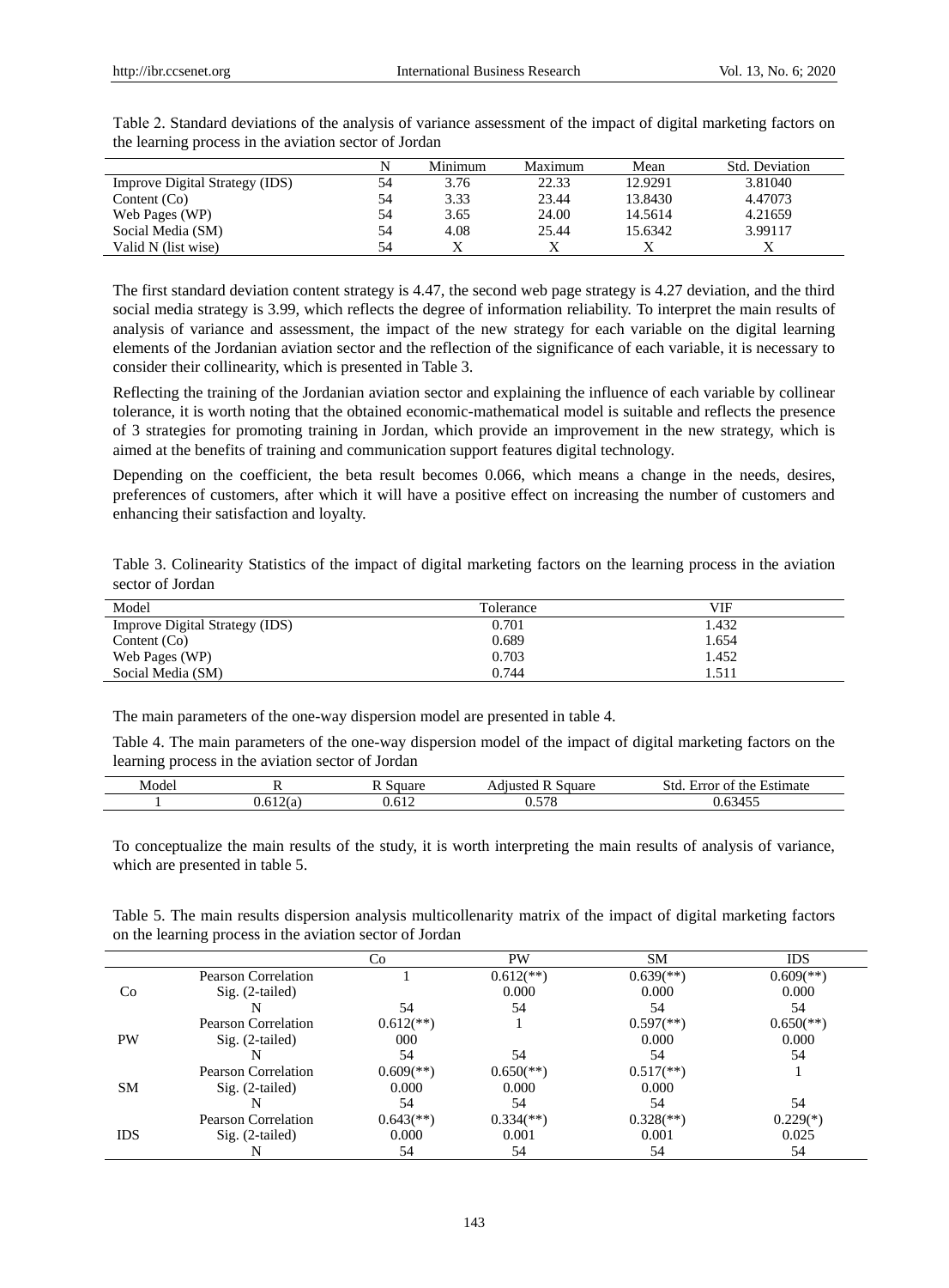Table 2. Standard deviations of the analysis of variance assessment of the impact of digital marketing factors on the learning process in the aviation sector of Jordan

| | N | Minimum | Maximum | Mean | Std. Deviation |
|---|---|---|---|---|---|
| Improve Digital Strategy (IDS) | 54 | 3.76 | 22.33 | 12.9291 | 3.81040 |
| Content (Co) | 54 | 3.33 | 23.44 | 13.8430 | 4.47073 |
| Web Pages (WP) | 54 | 3.65 | 24.00 | 14.5614 | 4.21659 |
| Social Media (SM) | 54 | 4.08 | 25.44 | 15.6342 | 3.99117 |
| Valid N (list wise) | 54 | X | X | X | X |

The first standard deviation content strategy is 4.47, the second web page strategy is 4.27 deviation, and the third social media strategy is 3.99, which reflects the degree of information reliability. To interpret the main results of analysis of variance and assessment, the impact of the new strategy for each variable on the digital learning elements of the Jordanian aviation sector and the reflection of the significance of each variable, it is necessary to consider their collinearity, which is presented in Table 3.

Reflecting the training of the Jordanian aviation sector and explaining the influence of each variable by collinear tolerance, it is worth noting that the obtained economic-mathematical model is suitable and reflects the presence of 3 strategies for promoting training in Jordan, which provide an improvement in the new strategy, which is aimed at the benefits of training and communication support features digital technology.

Depending on the coefficient, the beta result becomes 0.066, which means a change in the needs, desires, preferences of customers, after which it will have a positive effect on increasing the number of customers and enhancing their satisfaction and loyalty.

Table 3. Colinearity Statistics of the impact of digital marketing factors on the learning process in the aviation sector of Jordan

| Model | Tolerance | VIF |
|---|---|---|
| Improve Digital Strategy (IDS) | 0.701 | 1.432 |
| Content (Co) | 0.689 | 1.654 |
| Web Pages (WP) | 0.703 | 1.452 |
| Social Media (SM) | 0.744 | 1.511 |

The main parameters of the one-way dispersion model are presented in table 4.

Table 4. The main parameters of the one-way dispersion model of the impact of digital marketing factors on the learning process in the aviation sector of Jordan

| Model | R | R Square | Adjusted R Square | Std. Error of the Estimate |
|---|---|---|---|---|
| 1 | 0.612(a) | 0.612 | 0.578 | 0.63455 |

To conceptualize the main results of the study, it is worth interpreting the main results of analysis of variance, which are presented in table 5.

Table 5. The main results dispersion analysis multicollenarity matrix of the impact of digital marketing factors on the learning process in the aviation sector of Jordan

| | | Co | PW | SM | IDS |
|---|---|---|---|---|---|
| Co | Pearson Correlation | 1 | 0.612(**) | 0.639(**) | 0.609(**) |
| | Sig. (2-tailed) | | 0.000 | 0.000 | 0.000 |
| | N | 54 | 54 | 54 | 54 |
| PW | Pearson Correlation | 0.612(**) | 1 | 0.597(**) | 0.650(**) |
| | Sig. (2-tailed) | 000 | | 0.000 | 0.000 |
| | N | 54 | 54 | 54 | 54 |
| SM | Pearson Correlation | 0.609(**) | 0.650(**) | 0.517(**) | 1 |
| | Sig. (2-tailed) | 0.000 | 0.000 | 0.000 | |
| | N | 54 | 54 | 54 | 54 |
| IDS | Pearson Correlation | 0.643(**) | 0.334(**) | 0.328(**) | 0.229(*) |
| | Sig. (2-tailed) | 0.000 | 0.001 | 0.001 | 0.025 |
| | N | 54 | 54 | 54 | 54 |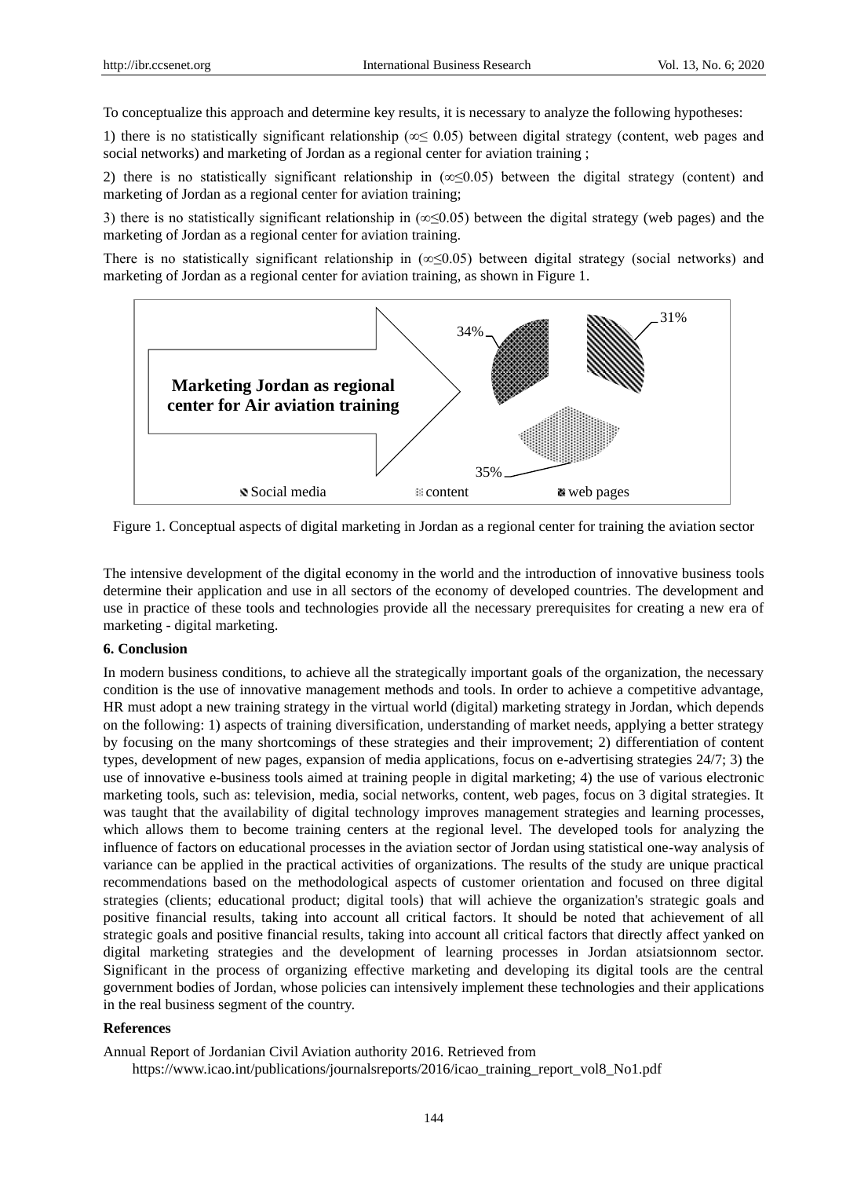To conceptualize this approach and determine key results, it is necessary to analyze the following hypotheses:

1) there is no statistically significant relationship (∞≤ 0.05) between digital strategy (content, web pages and social networks) and marketing of Jordan as a regional center for aviation training ;

2) there is no statistically significant relationship in (∞≤0.05) between the digital strategy (content) and marketing of Jordan as a regional center for aviation training;

3) there is no statistically significant relationship in (∞≤0.05) between the digital strategy (web pages) and the marketing of Jordan as a regional center for aviation training.

There is no statistically significant relationship in (∞≤0.05) between digital strategy (social networks) and marketing of Jordan as a regional center for aviation training, as shown in Figure 1.

**Marketing Jordan as regional center for Air aviation training**

34% 31% 35%

Social media content web pages

Figure 1. Conceptual aspects of digital marketing in Jordan as a regional center for training the aviation sector

The intensive development of the digital economy in the world and the introduction of innovative business tools determine their application and use in all sectors of the economy of developed countries. The development and use in practice of these tools and technologies provide all the necessary prerequisites for creating a new era of marketing - digital marketing.

### 6. Conclusion

In modern business conditions, to achieve all the strategically important goals of the organization, the necessary condition is the use of innovative management methods and tools. In order to achieve a competitive advantage, HR must adopt a new training strategy in the virtual world (digital) marketing strategy in Jordan, which depends on the following: 1) aspects of training diversification, understanding of market needs, applying a better strategy by focusing on the many shortcomings of these strategies and their improvement; 2) differentiation of content types, development of new pages, expansion of media applications, focus on e-advertising strategies 24/7; 3) the use of innovative e-business tools aimed at training people in digital marketing; 4) the use of various electronic marketing tools, such as: television, media, social networks, content, web pages, focus on 3 digital strategies. It was taught that the availability of digital technology improves management strategies and learning processes, which allows them to become training centers at the regional level. The developed tools for analyzing the influence of factors on educational processes in the aviation sector of Jordan using statistical one-way analysis of variance can be applied in the practical activities of organizations. The results of the study are unique practical recommendations based on the methodological aspects of customer orientation and focused on three digital strategies (clients; educational product; digital tools) that will achieve the organization's strategic goals and positive financial results, taking into account all critical factors. It should be noted that achievement of all strategic goals and positive financial results, taking into account all critical factors that directly affect yanked on digital marketing strategies and the development of learning processes in Jordan atsiatsionnom sector. Significant in the process of organizing effective marketing and developing its digital tools are the central government bodies of Jordan, whose policies can intensively implement these technologies and their applications in the real business segment of the country.

### References

Annual Report of Jordanian Civil Aviation authority 2016. Retrieved from https://www.icao.int/publications/journalsreports/2016/icao_training_report_vol8_No1.pdf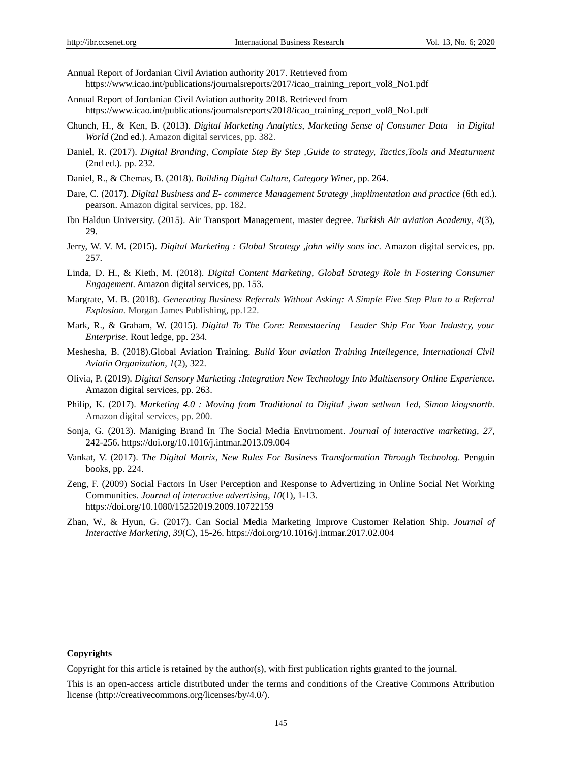Annual Report of Jordanian Civil Aviation authority 2017. Retrieved from https://www.icao.int/publications/journalsreports/2017/icao_training_report_vol8_No1.pdf

Annual Report of Jordanian Civil Aviation authority 2018. Retrieved from https://www.icao.int/publications/journalsreports/2018/icao_training_report_vol8_No1.pdf

Chunch, H., & Ken, B. (2013). *Digital Marketing Analytics, Marketing Sense of Consumer Data in Digital World* (2nd ed.). Amazon digital services, pp. 382.

Daniel, R. (2017). *Digital Branding, Complate Step By Step ,Guide to strategy, Tactics,Tools and Meaturment* (2nd ed.). pp. 232.

Daniel, R., & Chemas, B. (2018). *Building Digital Culture, Category Winer*, pp. 264.

Dare, C. (2017). *Digital Business and E- commerce Management Strategy ,implimentation and practice* (6th ed.). pearson. Amazon digital services, pp. 182.

Ibn Haldun University. (2015). Air Transport Management, master degree. *Turkish Air aviation Academy*, *4*(3), 29.

Jerry, W. V. M. (2015). *Digital Marketing : Global Strategy ,john willy sons inc*. Amazon digital services, pp. 257.

Linda, D. H., & Kieth, M. (2018). *Digital Content Marketing, Global Strategy Role in Fostering Consumer Engagement*. Amazon digital services, pp. 153.

Margrate, M. B. (2018). *Generating Business Referrals Without Asking: A Simple Five Step Plan to a Referral Explosion*. Morgan James Publishing, pp.122.

Mark, R., & Graham, W. (2015). *Digital To The Core: Remestaering Leader Ship For Your Industry, your Enterprise*. Rout ledge, pp. 234.

Meshesha, B. (2018).Global Aviation Training. *Build Your aviation Training Intellegence, International Civil Aviatin Organization*, *1*(2), 322.

Olivia, P. (2019). *Digital Sensory Marketing :Integration New Technology Into Multisensory Online Experience*. Amazon digital services, pp. 263.

Philip, K. (2017). *Marketing 4.0 : Moving from Traditional to Digital ,iwan setlwan 1ed, Simon kingsnorth*. Amazon digital services, pp. 200.

Sonja, G. (2013). Maniging Brand In The Social Media Envirnoment. *Journal of interactive marketing*, *27*, 242-256. https://doi.org/10.1016/j.intmar.2013.09.004

Vankat, V. (2017). *The Digital Matrix, New Rules For Business Transformation Through Technolog*. Penguin books, pp. 224.

Zeng, F. (2009) Social Factors In User Perception and Response to Advertizing in Online Social Net Working Communities. *Journal of interactive advertising*, *10*(1), 1-13. https://doi.org/10.1080/15252019.2009.10722159

Zhan, W., & Hyun, G. (2017). Can Social Media Marketing Improve Customer Relation Ship. *Journal of Interactive Marketing*, *39*(C), 15-26. https://doi.org/10.1016/j.intmar.2017.02.004

**Copyrights**

Copyright for this article is retained by the author(s), with first publication rights granted to the journal.

This is an open-access article distributed under the terms and conditions of the Creative Commons Attribution license (http://creativecommons.org/licenses/by/4.0/).